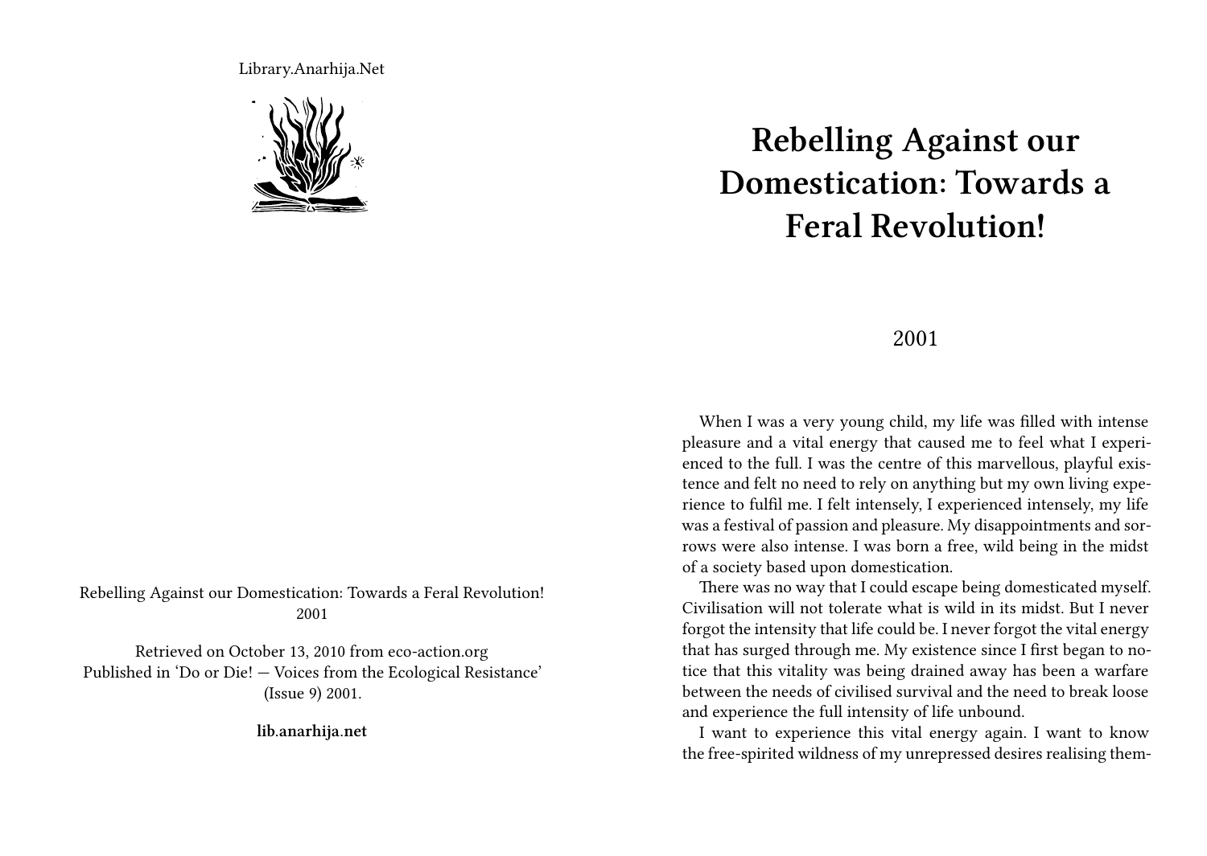Library.Anarhija.Net

Rebelling Against our Domestication: Towards a Feral Revolution!
2001

Retrieved on October 13, 2010 from eco-action.org
Published in 'Do or Die! — Voices from the Ecological Resistance' (Issue 9) 2001.

**lib.anarhija.net**

# Rebelling Against our Domestication: Towards a Feral Revolution!

2001

When I was a very young child, my life was filled with intense pleasure and a vital energy that caused me to feel what I experienced to the full. I was the centre of this marvellous, playful existence and felt no need to rely on anything but my own living experience to fulfil me. I felt intensely, I experienced intensely, my life was a festival of passion and pleasure. My disappointments and sorrows were also intense. I was born a free, wild being in the midst of a society based upon domestication.

There was no way that I could escape being domesticated myself. Civilisation will not tolerate what is wild in its midst. But I never forgot the intensity that life could be. I never forgot the vital energy that has surged through me. My existence since I first began to notice that this vitality was being drained away has been a warfare between the needs of civilised survival and the need to break loose and experience the full intensity of life unbound.

I want to experience this vital energy again. I want to know the free-spirited wildness of my unrepressed desires realising them-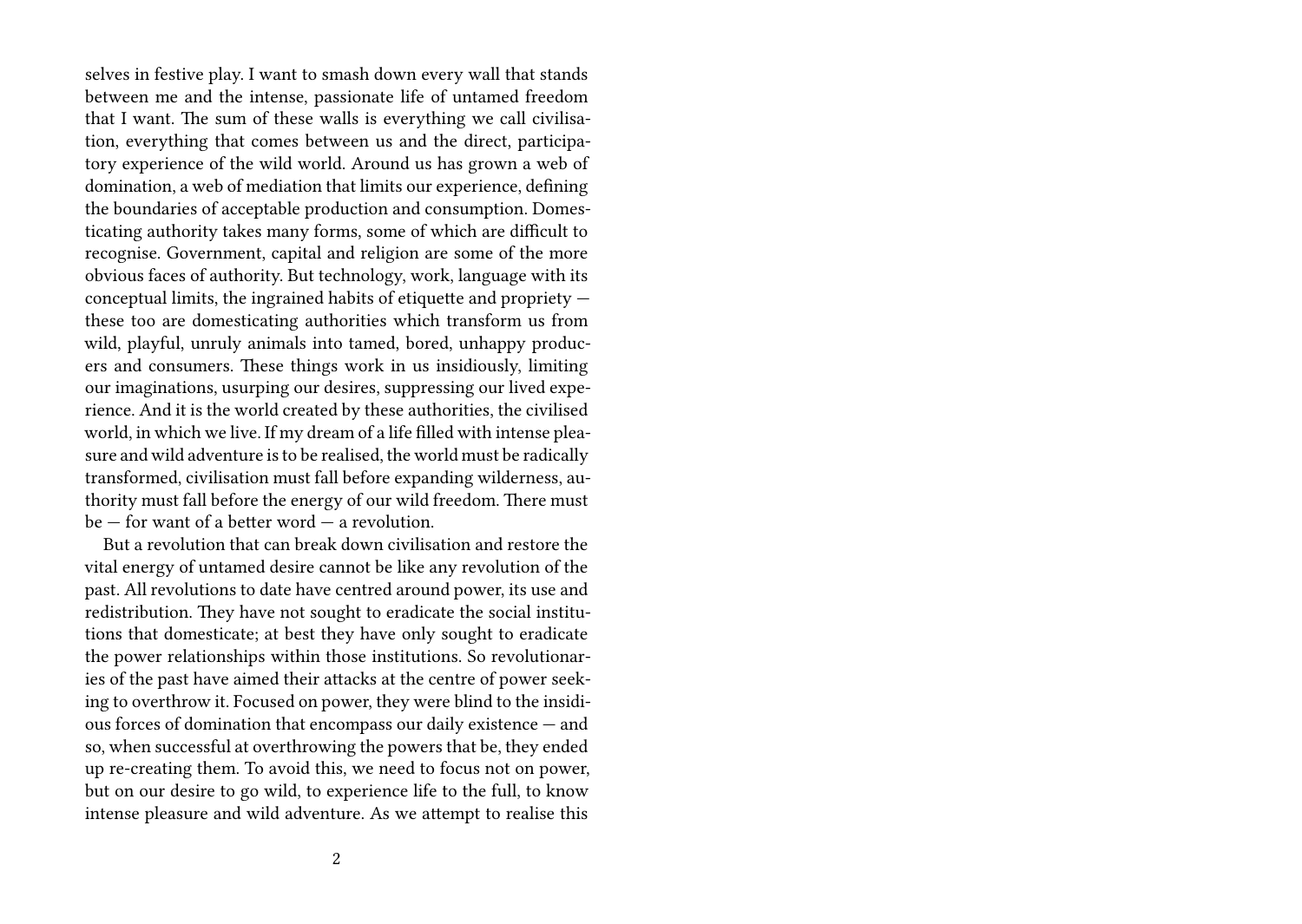selves in festive play. I want to smash down every wall that stands between me and the intense, passionate life of untamed freedom that I want. The sum of these walls is everything we call civilisation, everything that comes between us and the direct, participatory experience of the wild world. Around us has grown a web of domination, a web of mediation that limits our experience, defining the boundaries of acceptable production and consumption. Domesticating authority takes many forms, some of which are difficult to recognise. Government, capital and religion are some of the more obvious faces of authority. But technology, work, language with its conceptual limits, the ingrained habits of etiquette and propriety — these too are domesticating authorities which transform us from wild, playful, unruly animals into tamed, bored, unhappy producers and consumers. These things work in us insidiously, limiting our imaginations, usurping our desires, suppressing our lived experience. And it is the world created by these authorities, the civilised world, in which we live. If my dream of a life filled with intense pleasure and wild adventure is to be realised, the world must be radically transformed, civilisation must fall before expanding wilderness, authority must fall before the energy of our wild freedom. There must be — for want of a better word — a revolution.

But a revolution that can break down civilisation and restore the vital energy of untamed desire cannot be like any revolution of the past. All revolutions to date have centred around power, its use and redistribution. They have not sought to eradicate the social institutions that domesticate; at best they have only sought to eradicate the power relationships within those institutions. So revolutionaries of the past have aimed their attacks at the centre of power seeking to overthrow it. Focused on power, they were blind to the insidious forces of domination that encompass our daily existence — and so, when successful at overthrowing the powers that be, they ended up re-creating them. To avoid this, we need to focus not on power, but on our desire to go wild, to experience life to the full, to know intense pleasure and wild adventure. As we attempt to realise this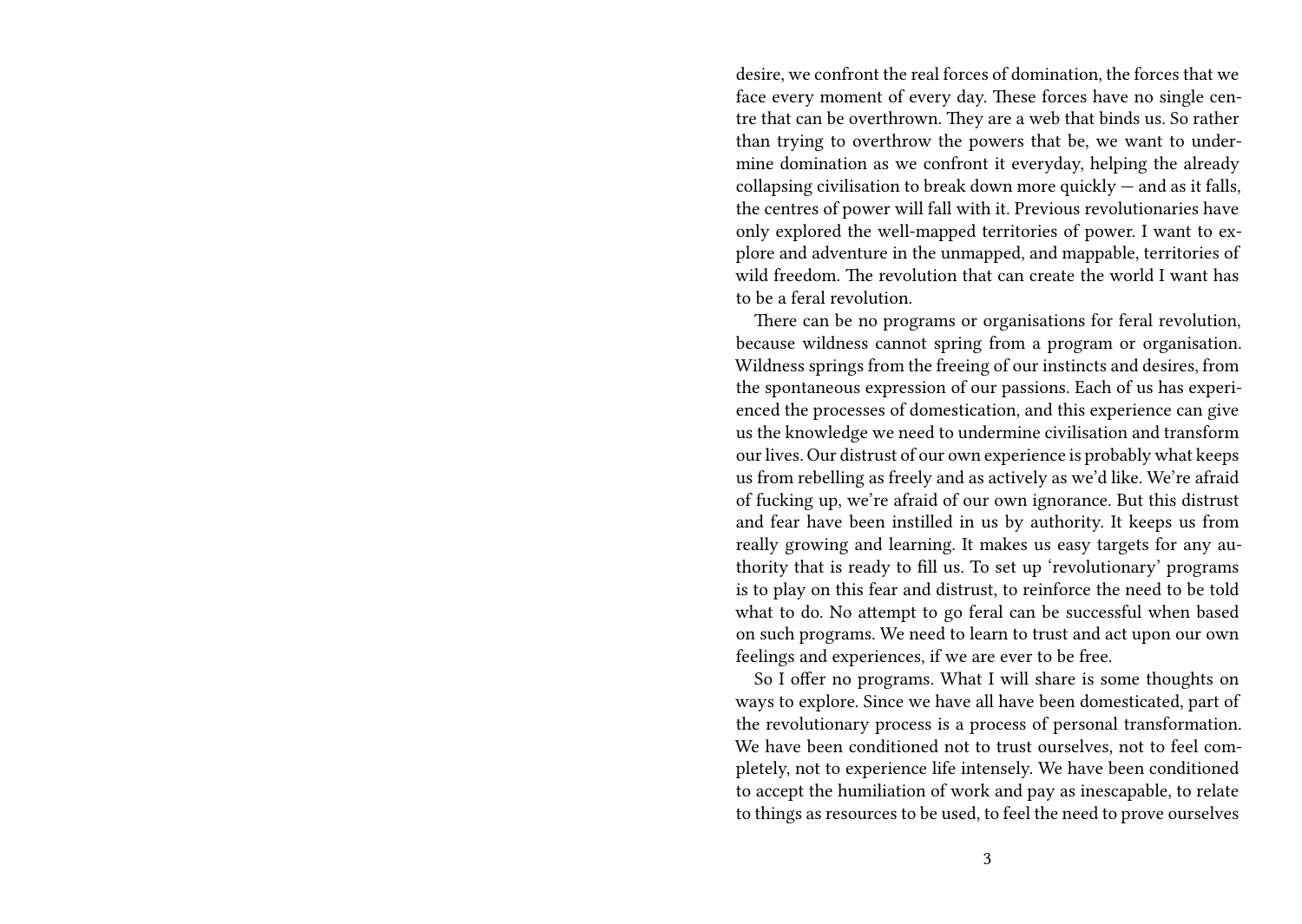desire, we confront the real forces of domination, the forces that we face every moment of every day. These forces have no single centre that can be overthrown. They are a web that binds us. So rather than trying to overthrow the powers that be, we want to undermine domination as we confront it everyday, helping the already collapsing civilisation to break down more quickly — and as it falls, the centres of power will fall with it. Previous revolutionaries have only explored the well-mapped territories of power. I want to explore and adventure in the unmapped, and mappable, territories of wild freedom. The revolution that can create the world I want has to be a feral revolution.

There can be no programs or organisations for feral revolution, because wildness cannot spring from a program or organisation. Wildness springs from the freeing of our instincts and desires, from the spontaneous expression of our passions. Each of us has experienced the processes of domestication, and this experience can give us the knowledge we need to undermine civilisation and transform our lives. Our distrust of our own experience is probably what keeps us from rebelling as freely and as actively as we'd like. We're afraid of fucking up, we're afraid of our own ignorance. But this distrust and fear have been instilled in us by authority. It keeps us from really growing and learning. It makes us easy targets for any authority that is ready to fill us. To set up 'revolutionary' programs is to play on this fear and distrust, to reinforce the need to be told what to do. No attempt to go feral can be successful when based on such programs. We need to learn to trust and act upon our own feelings and experiences, if we are ever to be free.

So I offer no programs. What I will share is some thoughts on ways to explore. Since we have all have been domesticated, part of the revolutionary process is a process of personal transformation. We have been conditioned not to trust ourselves, not to feel completely, not to experience life intensely. We have been conditioned to accept the humiliation of work and pay as inescapable, to relate to things as resources to be used, to feel the need to prove ourselves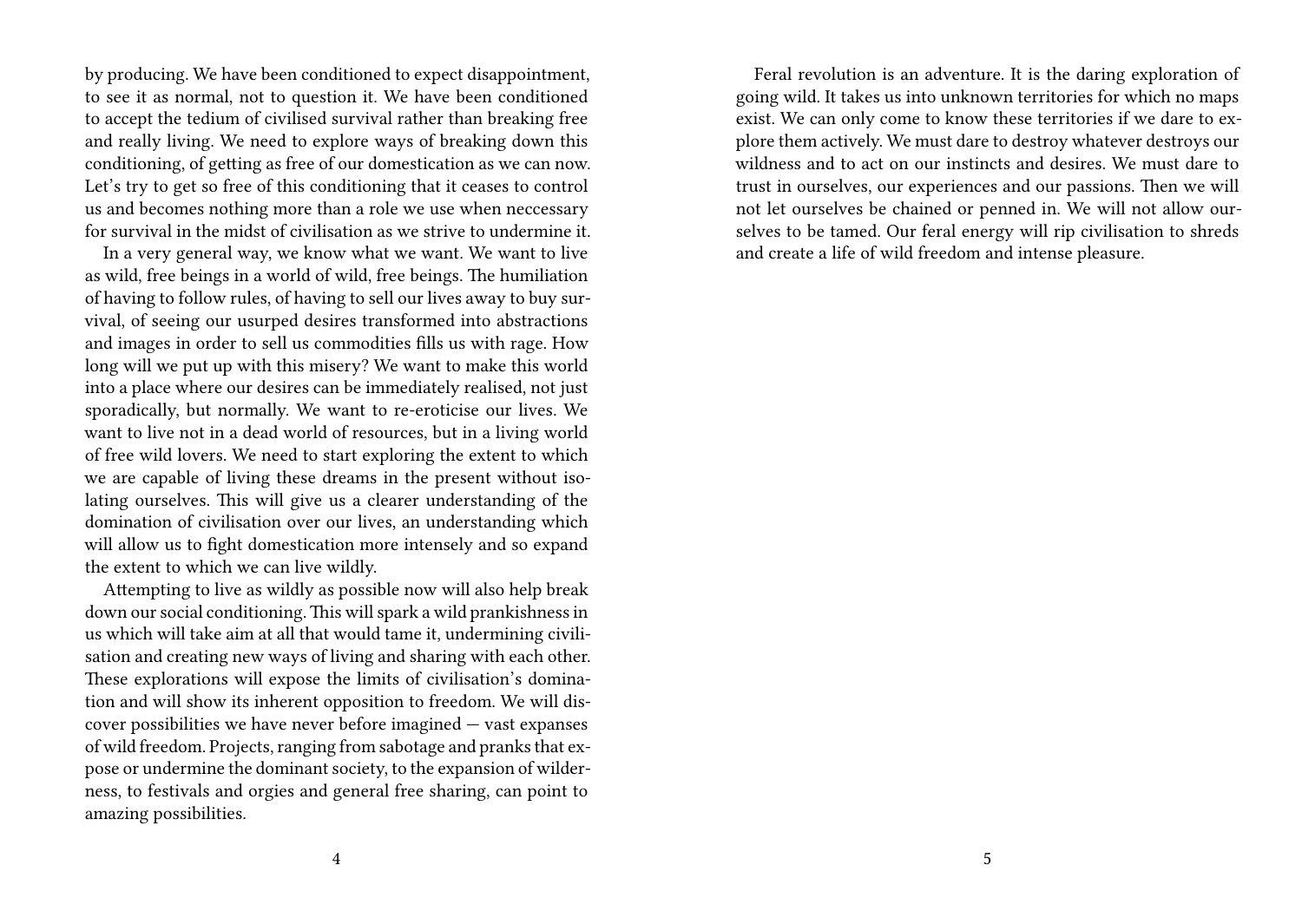by producing. We have been conditioned to expect disappointment, to see it as normal, not to question it. We have been conditioned to accept the tedium of civilised survival rather than breaking free and really living. We need to explore ways of breaking down this conditioning, of getting as free of our domestication as we can now. Let's try to get so free of this conditioning that it ceases to control us and becomes nothing more than a role we use when neccessary for survival in the midst of civilisation as we strive to undermine it.

In a very general way, we know what we want. We want to live as wild, free beings in a world of wild, free beings. The humiliation of having to follow rules, of having to sell our lives away to buy survival, of seeing our usurped desires transformed into abstractions and images in order to sell us commodities fills us with rage. How long will we put up with this misery? We want to make this world into a place where our desires can be immediately realised, not just sporadically, but normally. We want to re-eroticise our lives. We want to live not in a dead world of resources, but in a living world of free wild lovers. We need to start exploring the extent to which we are capable of living these dreams in the present without isolating ourselves. This will give us a clearer understanding of the domination of civilisation over our lives, an understanding which will allow us to fight domestication more intensely and so expand the extent to which we can live wildly.

Attempting to live as wildly as possible now will also help break down our social conditioning. This will spark a wild prankishness in us which will take aim at all that would tame it, undermining civilisation and creating new ways of living and sharing with each other. These explorations will expose the limits of civilisation's domination and will show its inherent opposition to freedom. We will discover possibilities we have never before imagined — vast expanses of wild freedom. Projects, ranging from sabotage and pranks that expose or undermine the dominant society, to the expansion of wilderness, to festivals and orgies and general free sharing, can point to amazing possibilities.

Feral revolution is an adventure. It is the daring exploration of going wild. It takes us into unknown territories for which no maps exist. We can only come to know these territories if we dare to explore them actively. We must dare to destroy whatever destroys our wildness and to act on our instincts and desires. We must dare to trust in ourselves, our experiences and our passions. Then we will not let ourselves be chained or penned in. We will not allow ourselves to be tamed. Our feral energy will rip civilisation to shreds and create a life of wild freedom and intense pleasure.